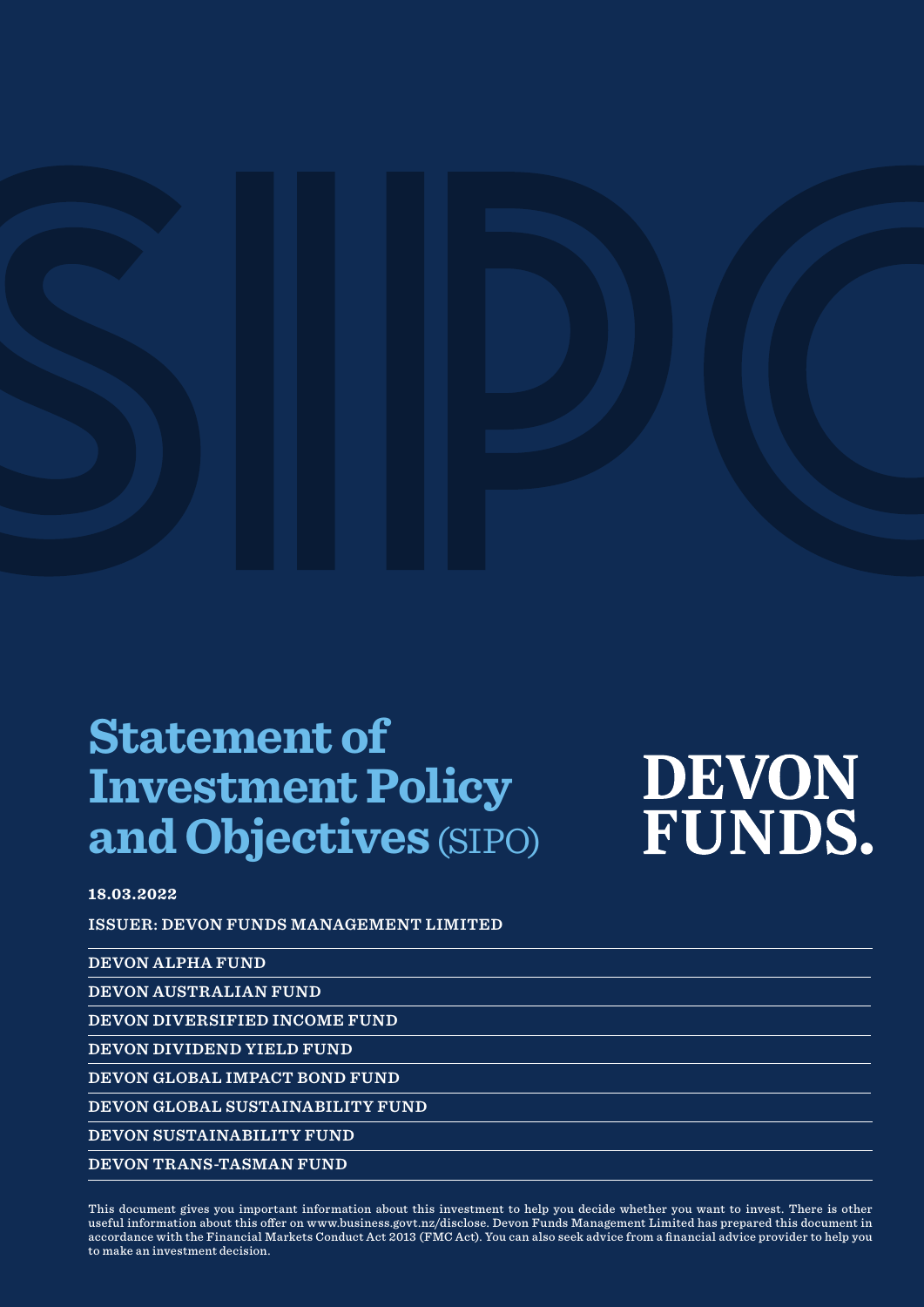# Statement of Investment Policy and Objectives (SIPO)

**DEVON FUNDS.**

**18.03.2022**

**ISSUER: DEVON FUNDS MANAGEMENT LIMITED**

**DEVON ALPHA FUND**

**DEVON AUSTRALIAN FUND**

**DEVON DIVERSIFIED INCOME FUND**

**DEVON DIVIDEND YIELD FUND**

**DEVON GLOBAL IMPACT BOND FUND**

**DEVON GLOBAL SUSTAINABILITY FUND**

**DEVON SUSTAINABILITY FUND**

**DEVON TRANS-TASMAN FUND**

This document gives you important information about this investment to help you decide whether you want to invest. There is other useful information about this offer on www.business.govt.nz/disclose. Devon Funds Management Limited has prepared this document in accordance with the Financial Markets Conduct Act 2013 (FMC Act). You can also seek advice from a financial advice provider to help you to make an investment decision.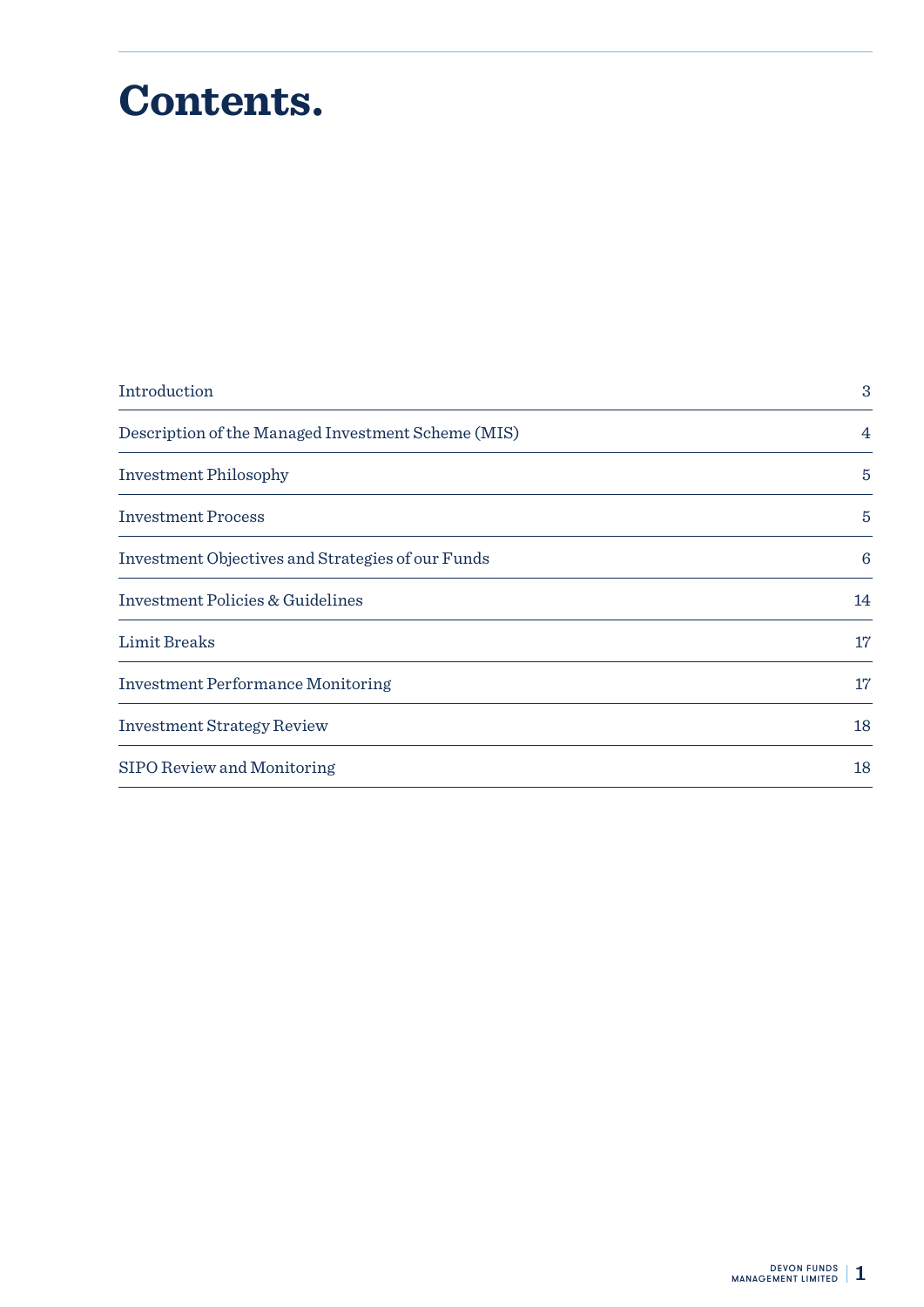# Contents.

| | |
|---|---|
| Introduction | 3 |
| Description of the Managed Investment Scheme (MIS) | 4 |
| Investment Philosophy | 5 |
| Investment Process | 5 |
| Investment Objectives and Strategies of our Funds | 6 |
| Investment Policies & Guidelines | 14 |
| Limit Breaks | 17 |
| Investment Performance Monitoring | 17 |
| Investment Strategy Review | 18 |
| SIPO Review and Monitoring | 18 |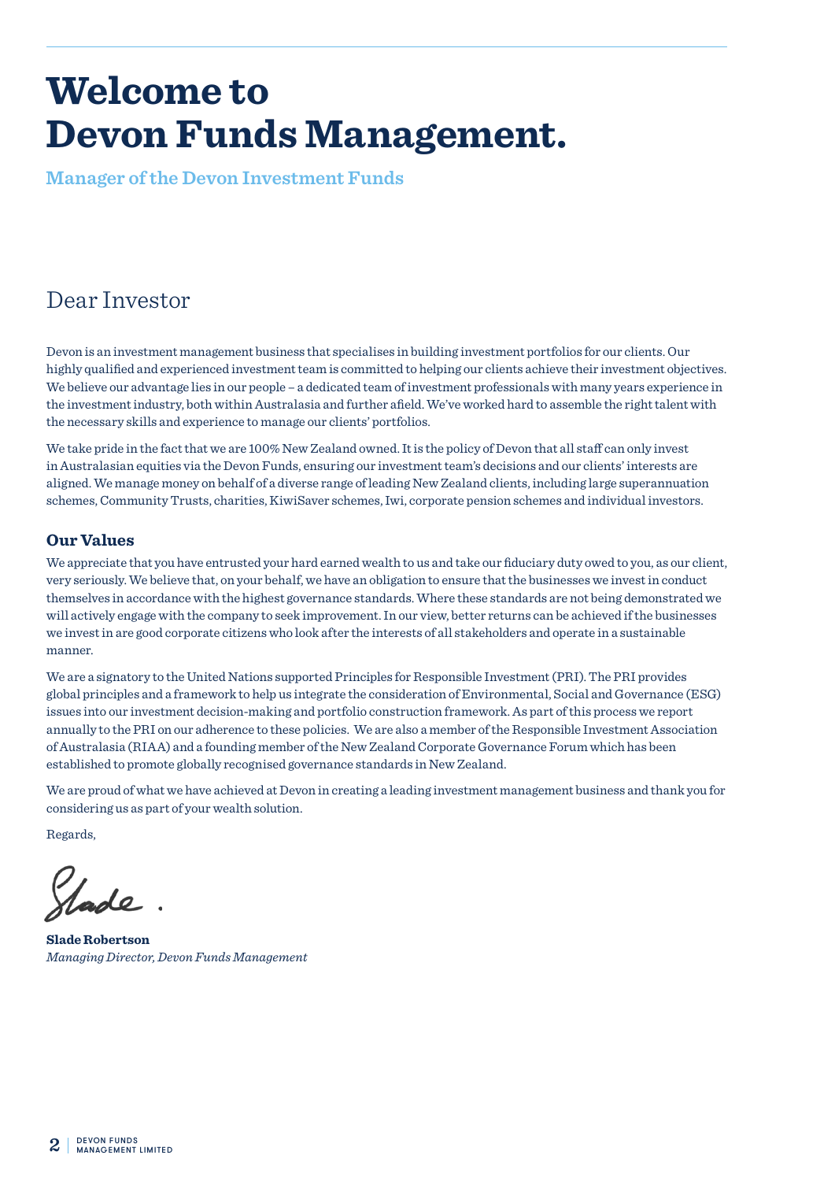# Welcome to Devon Funds Management.

**Manager of the Devon Investment Funds**

## Dear Investor

Devon is an investment management business that specialises in building investment portfolios for our clients. Our highly qualified and experienced investment team is committed to helping our clients achieve their investment objectives. We believe our advantage lies in our people – a dedicated team of investment professionals with many years experience in the investment industry, both within Australasia and further afield. We've worked hard to assemble the right talent with the necessary skills and experience to manage our clients' portfolios.

We take pride in the fact that we are 100% New Zealand owned. It is the policy of Devon that all staff can only invest in Australasian equities via the Devon Funds, ensuring our investment team's decisions and our clients' interests are aligned. We manage money on behalf of a diverse range of leading New Zealand clients, including large superannuation schemes, Community Trusts, charities, KiwiSaver schemes, Iwi, corporate pension schemes and individual investors.

### Our Values

We appreciate that you have entrusted your hard earned wealth to us and take our fiduciary duty owed to you, as our client, very seriously. We believe that, on your behalf, we have an obligation to ensure that the businesses we invest in conduct themselves in accordance with the highest governance standards. Where these standards are not being demonstrated we will actively engage with the company to seek improvement. In our view, better returns can be achieved if the businesses we invest in are good corporate citizens who look after the interests of all stakeholders and operate in a sustainable manner.

We are a signatory to the United Nations supported Principles for Responsible Investment (PRI). The PRI provides global principles and a framework to help us integrate the consideration of Environmental, Social and Governance (ESG) issues into our investment decision-making and portfolio construction framework. As part of this process we report annually to the PRI on our adherence to these policies. We are also a member of the Responsible Investment Association of Australasia (RIAA) and a founding member of the New Zealand Corporate Governance Forum which has been established to promote globally recognised governance standards in New Zealand.

We are proud of what we have achieved at Devon in creating a leading investment management business and thank you for considering us as part of your wealth solution.

Regards,

Slade.

**Slade Robertson**
*Managing Director, Devon Funds Management*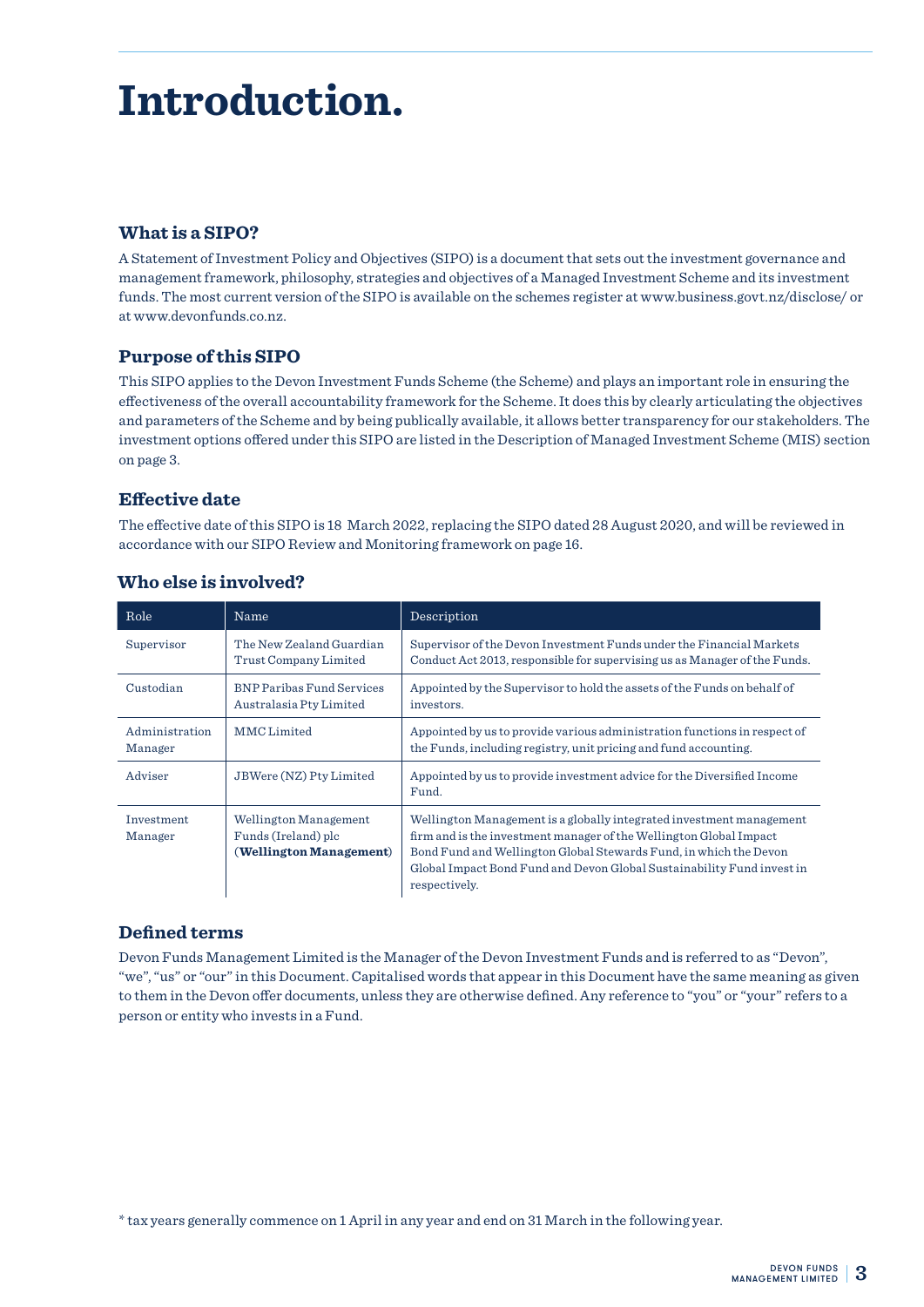# Introduction.

### What is a SIPO?

A Statement of Investment Policy and Objectives (SIPO) is a document that sets out the investment governance and management framework, philosophy, strategies and objectives of a Managed Investment Scheme and its investment funds. The most current version of the SIPO is available on the schemes register at www.business.govt.nz/disclose/ or at www.devonfunds.co.nz.

### Purpose of this SIPO

This SIPO applies to the Devon Investment Funds Scheme (the Scheme) and plays an important role in ensuring the effectiveness of the overall accountability framework for the Scheme. It does this by clearly articulating the objectives and parameters of the Scheme and by being publically available, it allows better transparency for our stakeholders. The investment options offered under this SIPO are listed in the Description of Managed Investment Scheme (MIS) section on page 3.

### Effective date

The effective date of this SIPO is 18 March 2022, replacing the SIPO dated 28 August 2020, and will be reviewed in accordance with our SIPO Review and Monitoring framework on page 16.

### Who else is involved?

| Role | Name | Description |
|---|---|---|
| Supervisor | The New Zealand Guardian Trust Company Limited | Supervisor of the Devon Investment Funds under the Financial Markets Conduct Act 2013, responsible for supervising us as Manager of the Funds. |
| Custodian | BNP Paribas Fund Services Australasia Pty Limited | Appointed by the Supervisor to hold the assets of the Funds on behalf of investors. |
| Administration Manager | MMC Limited | Appointed by us to provide various administration functions in respect of the Funds, including registry, unit pricing and fund accounting. |
| Adviser | JBWere (NZ) Pty Limited | Appointed by us to provide investment advice for the Diversified Income Fund. |
| Investment Manager | Wellington Management Funds (Ireland) plc (**Wellington Management**) | Wellington Management is a globally integrated investment management firm and is the investment manager of the Wellington Global Impact Bond Fund and Wellington Global Stewards Fund, in which the Devon Global Impact Bond Fund and Devon Global Sustainability Fund invest in respectively. |

### Defined terms

Devon Funds Management Limited is the Manager of the Devon Investment Funds and is referred to as "Devon", "we", "us" or "our" in this Document. Capitalised words that appear in this Document have the same meaning as given to them in the Devon offer documents, unless they are otherwise defined. Any reference to "you" or "your" refers to a person or entity who invests in a Fund.

* tax years generally commence on 1 April in any year and end on 31 March in the following year.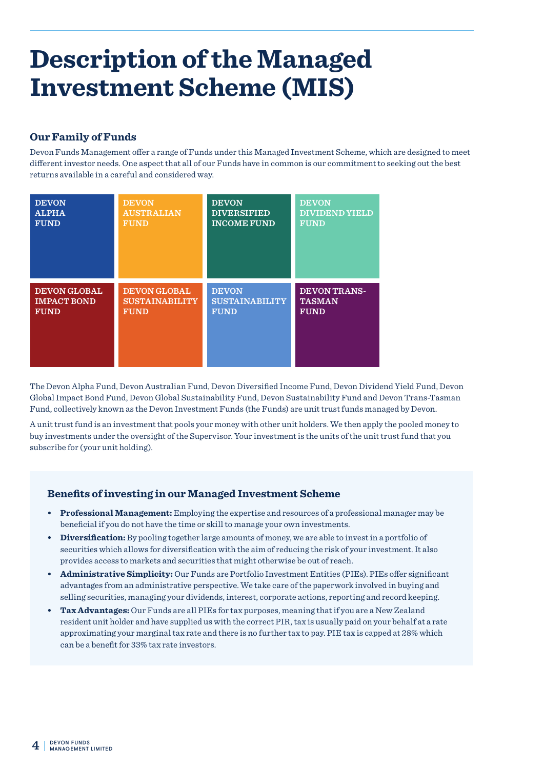# Description of the Managed Investment Scheme (MIS)

## Our Family of Funds

Devon Funds Management offer a range of Funds under this Managed Investment Scheme, which are designed to meet different investor needs. One aspect that all of our Funds have in common is our commitment to seeking out the best returns available in a careful and considered way.

| | | | |
|---|---|---|---|
| DEVON ALPHA FUND | DEVON AUSTRALIAN FUND | DEVON DIVERSIFIED INCOME FUND | DEVON DIVIDEND YIELD FUND |
| DEVON GLOBAL IMPACT BOND FUND | DEVON GLOBAL SUSTAINABILITY FUND | DEVON SUSTAINABILITY FUND | DEVON TRANS-TASMAN FUND |

The Devon Alpha Fund, Devon Australian Fund, Devon Diversified Income Fund, Devon Dividend Yield Fund, Devon Global Impact Bond Fund, Devon Global Sustainability Fund, Devon Sustainability Fund and Devon Trans-Tasman Fund, collectively known as the Devon Investment Funds (the Funds) are unit trust funds managed by Devon.

A unit trust fund is an investment that pools your money with other unit holders. We then apply the pooled money to buy investments under the oversight of the Supervisor. Your investment is the units of the unit trust fund that you subscribe for (your unit holding).

### Benefits of investing in our Managed Investment Scheme

- **Professional Management:** Employing the expertise and resources of a professional manager may be beneficial if you do not have the time or skill to manage your own investments.
- **Diversification:** By pooling together large amounts of money, we are able to invest in a portfolio of securities which allows for diversification with the aim of reducing the risk of your investment. It also provides access to markets and securities that might otherwise be out of reach.
- **Administrative Simplicity:** Our Funds are Portfolio Investment Entities (PIEs). PIEs offer significant advantages from an administrative perspective. We take care of the paperwork involved in buying and selling securities, managing your dividends, interest, corporate actions, reporting and record keeping.
- **Tax Advantages:** Our Funds are all PIEs for tax purposes, meaning that if you are a New Zealand resident unit holder and have supplied us with the correct PIR, tax is usually paid on your behalf at a rate approximating your marginal tax rate and there is no further tax to pay. PIE tax is capped at 28% which can be a benefit for 33% tax rate investors.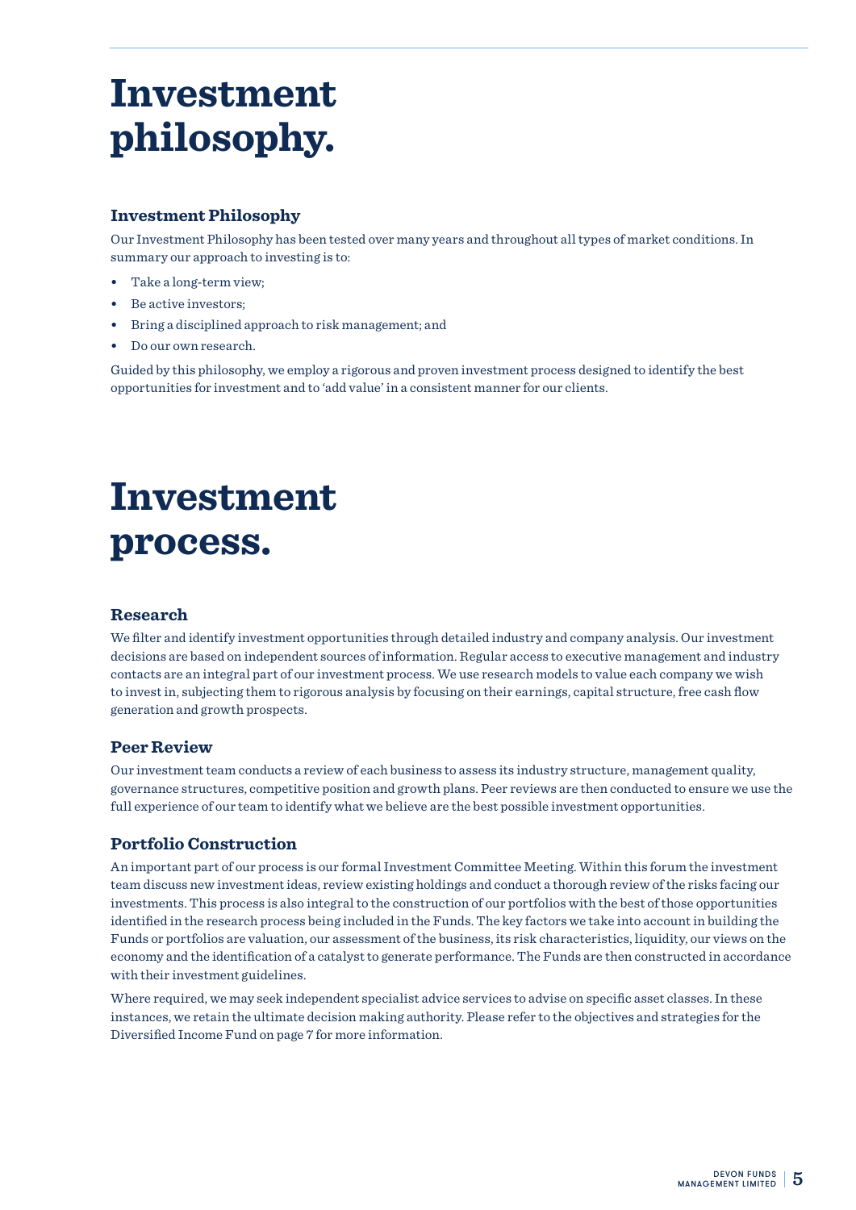# Investment philosophy.

## Investment Philosophy

Our Investment Philosophy has been tested over many years and throughout all types of market conditions. In summary our approach to investing is to:

- Take a long-term view;
- Be active investors;
- Bring a disciplined approach to risk management; and
- Do our own research.

Guided by this philosophy, we employ a rigorous and proven investment process designed to identify the best opportunities for investment and to 'add value' in a consistent manner for our clients.

# Investment process.

## Research

We filter and identify investment opportunities through detailed industry and company analysis. Our investment decisions are based on independent sources of information. Regular access to executive management and industry contacts are an integral part of our investment process. We use research models to value each company we wish to invest in, subjecting them to rigorous analysis by focusing on their earnings, capital structure, free cash flow generation and growth prospects.

## Peer Review

Our investment team conducts a review of each business to assess its industry structure, management quality, governance structures, competitive position and growth plans. Peer reviews are then conducted to ensure we use the full experience of our team to identify what we believe are the best possible investment opportunities.

## Portfolio Construction

An important part of our process is our formal Investment Committee Meeting. Within this forum the investment team discuss new investment ideas, review existing holdings and conduct a thorough review of the risks facing our investments. This process is also integral to the construction of our portfolios with the best of those opportunities identified in the research process being included in the Funds. The key factors we take into account in building the Funds or portfolios are valuation, our assessment of the business, its risk characteristics, liquidity, our views on the economy and the identification of a catalyst to generate performance. The Funds are then constructed in accordance with their investment guidelines.

Where required, we may seek independent specialist advice services to advise on specific asset classes. In these instances, we retain the ultimate decision making authority. Please refer to the objectives and strategies for the Diversified Income Fund on page 7 for more information.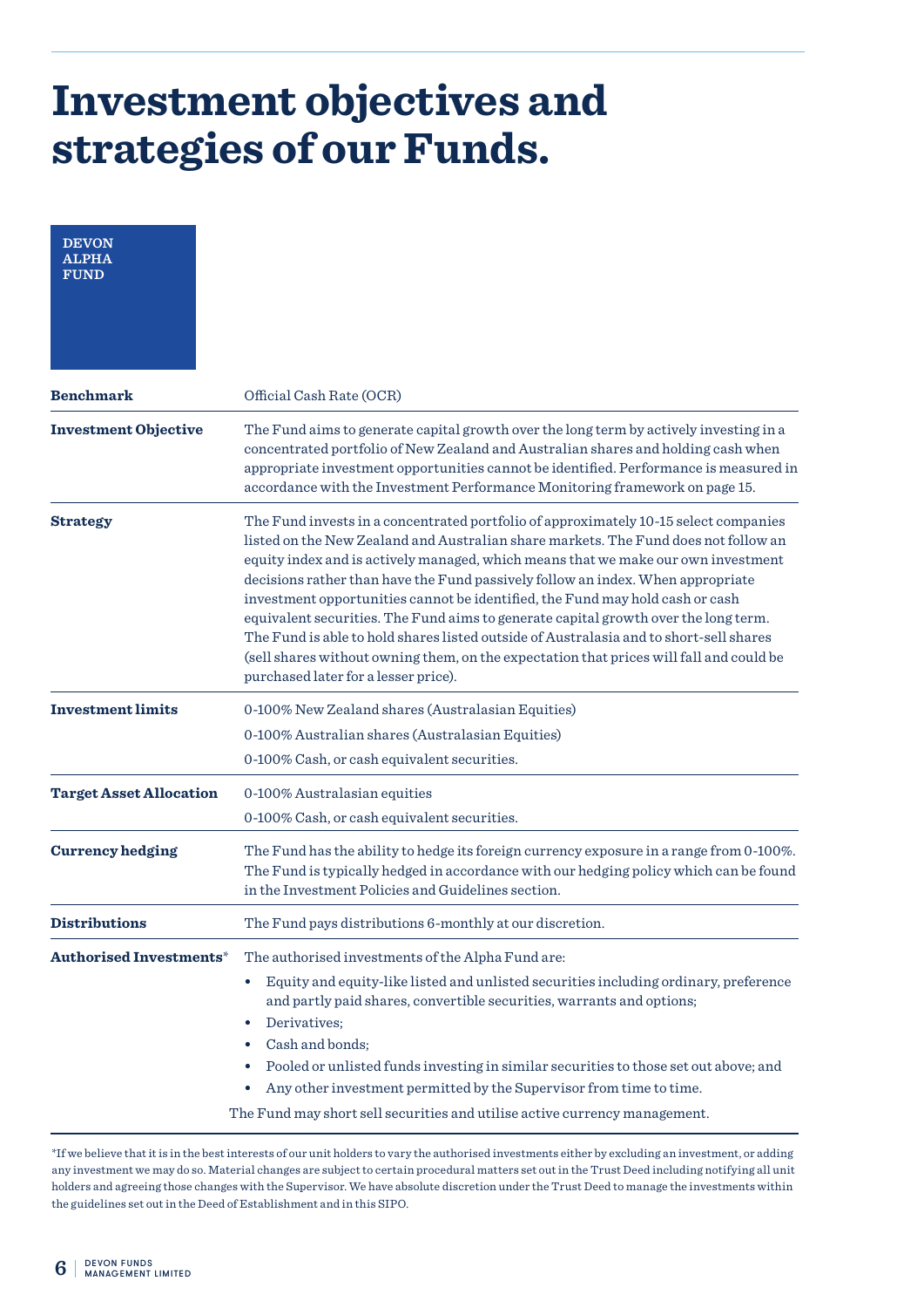# Investment objectives and strategies of our Funds.

## DEVON ALPHA FUND

| | |
|---|---|
| **Benchmark** | Official Cash Rate (OCR) |
| **Investment Objective** | The Fund aims to generate capital growth over the long term by actively investing in a concentrated portfolio of New Zealand and Australian shares and holding cash when appropriate investment opportunities cannot be identified. Performance is measured in accordance with the Investment Performance Monitoring framework on page 15. |
| **Strategy** | The Fund invests in a concentrated portfolio of approximately 10-15 select companies listed on the New Zealand and Australian share markets. The Fund does not follow an equity index and is actively managed, which means that we make our own investment decisions rather than have the Fund passively follow an index. When appropriate investment opportunities cannot be identified, the Fund may hold cash or cash equivalent securities. The Fund aims to generate capital growth over the long term. The Fund is able to hold shares listed outside of Australasia and to short-sell shares (sell shares without owning them, on the expectation that prices will fall and could be purchased later for a lesser price). |
| **Investment limits** | 0-100% New Zealand shares (Australasian Equities)<br>0-100% Australian shares (Australasian Equities)<br>0-100% Cash, or cash equivalent securities. |
| **Target Asset Allocation** | 0-100% Australasian equities<br>0-100% Cash, or cash equivalent securities. |
| **Currency hedging** | The Fund has the ability to hedge its foreign currency exposure in a range from 0-100%. The Fund is typically hedged in accordance with our hedging policy which can be found in the Investment Policies and Guidelines section. |
| **Distributions** | The Fund pays distributions 6-monthly at our discretion. |
| **Authorised Investments*** | The authorised investments of the Alpha Fund are:<br>• Equity and equity-like listed and unlisted securities including ordinary, preference and partly paid shares, convertible securities, warrants and options;<br>• Derivatives;<br>• Cash and bonds;<br>• Pooled or unlisted funds investing in similar securities to those set out above; and<br>• Any other investment permitted by the Supervisor from time to time.<br>The Fund may short sell securities and utilise active currency management. |

*If we believe that it is in the best interests of our unit holders to vary the authorised investments either by excluding an investment, or adding any investment we may do so. Material changes are subject to certain procedural matters set out in the Trust Deed including notifying all unit holders and agreeing those changes with the Supervisor. We have absolute discretion under the Trust Deed to manage the investments within the guidelines set out in the Deed of Establishment and in this SIPO.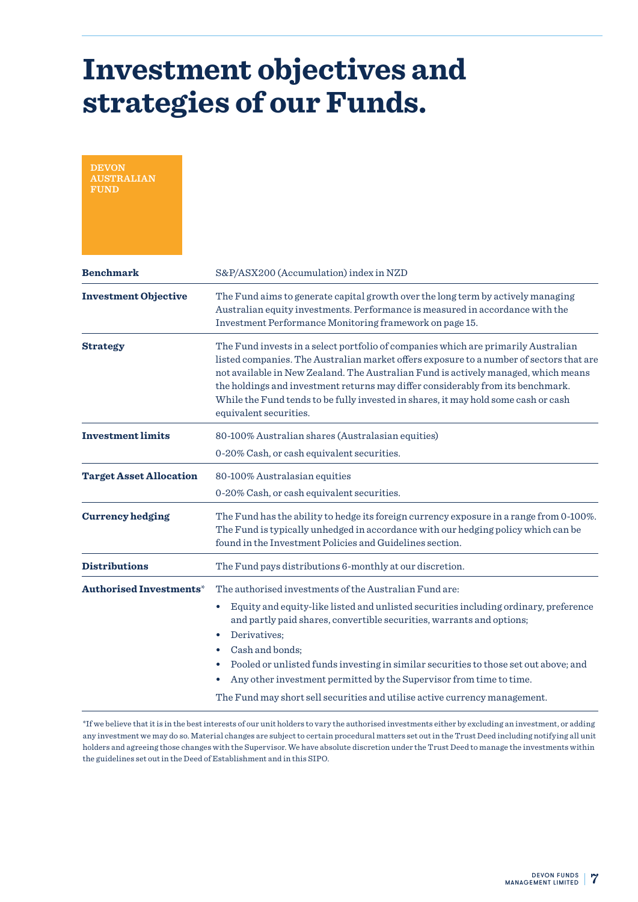# Investment objectives and strategies of our Funds.

## DEVON AUSTRALIAN FUND

| | |
|---|---|
| **Benchmark** | S&P/ASX200 (Accumulation) index in NZD |
| **Investment Objective** | The Fund aims to generate capital growth over the long term by actively managing Australian equity investments. Performance is measured in accordance with the Investment Performance Monitoring framework on page 15. |
| **Strategy** | The Fund invests in a select portfolio of companies which are primarily Australian listed companies. The Australian market offers exposure to a number of sectors that are not available in New Zealand. The Australian Fund is actively managed, which means the holdings and investment returns may differ considerably from its benchmark. While the Fund tends to be fully invested in shares, it may hold some cash or cash equivalent securities. |
| **Investment limits** | 80-100% Australian shares (Australasian equities)<br>0-20% Cash, or cash equivalent securities. |
| **Target Asset Allocation** | 80-100% Australasian equities<br>0-20% Cash, or cash equivalent securities. |
| **Currency hedging** | The Fund has the ability to hedge its foreign currency exposure in a range from 0-100%. The Fund is typically unhedged in accordance with our hedging policy which can be found in the Investment Policies and Guidelines section. |
| **Distributions** | The Fund pays distributions 6-monthly at our discretion. |
| **Authorised Investments*** | The authorised investments of the Australian Fund are:<br>• Equity and equity-like listed and unlisted securities including ordinary, preference and partly paid shares, convertible securities, warrants and options;<br>• Derivatives;<br>• Cash and bonds;<br>• Pooled or unlisted funds investing in similar securities to those set out above; and<br>• Any other investment permitted by the Supervisor from time to time.<br>The Fund may short sell securities and utilise active currency management. |

*If we believe that it is in the best interests of our unit holders to vary the authorised investments either by excluding an investment, or adding any investment we may do so. Material changes are subject to certain procedural matters set out in the Trust Deed including notifying all unit holders and agreeing those changes with the Supervisor. We have absolute discretion under the Trust Deed to manage the investments within the guidelines set out in the Deed of Establishment and in this SIPO.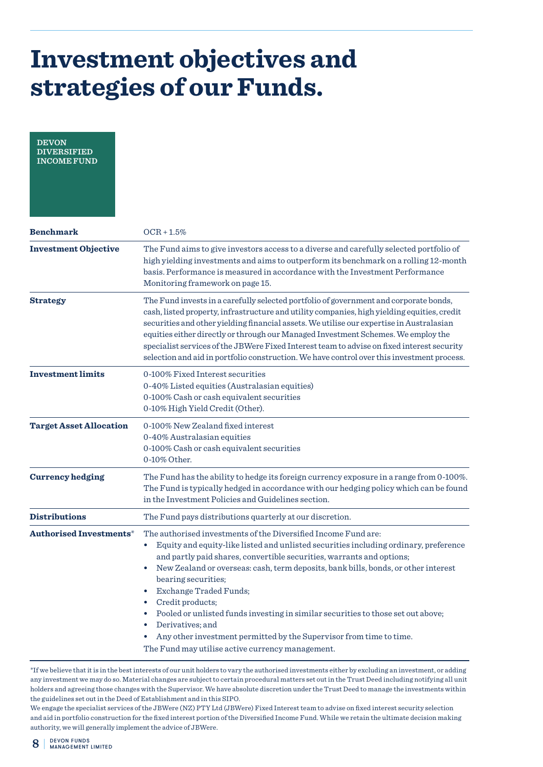# Investment objectives and strategies of our Funds.

## DEVON DIVERSIFIED INCOME FUND

| | |
|---|---|
| **Benchmark** | OCR + 1.5% |
| **Investment Objective** | The Fund aims to give investors access to a diverse and carefully selected portfolio of high yielding investments and aims to outperform its benchmark on a rolling 12-month basis. Performance is measured in accordance with the Investment Performance Monitoring framework on page 15. |
| **Strategy** | The Fund invests in a carefully selected portfolio of government and corporate bonds, cash, listed property, infrastructure and utility companies, high yielding equities, credit securities and other yielding financial assets. We utilise our expertise in Australasian equities either directly or through our Managed Investment Schemes. We employ the specialist services of the JBWere Fixed Interest team to advise on fixed interest security selection and aid in portfolio construction. We have control over this investment process. |
| **Investment limits** | 0-100% Fixed Interest securities<br>0-40% Listed equities (Australasian equities)<br>0-100% Cash or cash equivalent securities<br>0-10% High Yield Credit (Other). |
| **Target Asset Allocation** | 0-100% New Zealand fixed interest<br>0-40% Australasian equities<br>0-100% Cash or cash equivalent securities<br>0-10% Other. |
| **Currency hedging** | The Fund has the ability to hedge its foreign currency exposure in a range from 0-100%. The Fund is typically hedged in accordance with our hedging policy which can be found in the Investment Policies and Guidelines section. |
| **Distributions** | The Fund pays distributions quarterly at our discretion. |
| **Authorised Investments*** | The authorised investments of the Diversified Income Fund are:<br>• Equity and equity-like listed and unlisted securities including ordinary, preference and partly paid shares, convertible securities, warrants and options;<br>• New Zealand or overseas: cash, term deposits, bank bills, bonds, or other interest bearing securities;<br>• Exchange Traded Funds;<br>• Credit products;<br>• Pooled or unlisted funds investing in similar securities to those set out above;<br>• Derivatives; and<br>• Any other investment permitted by the Supervisor from time to time.<br>The Fund may utilise active currency management. |

*If we believe that it is in the best interests of our unit holders to vary the authorised investments either by excluding an investment, or adding any investment we may do so. Material changes are subject to certain procedural matters set out in the Trust Deed including notifying all unit holders and agreeing those changes with the Supervisor. We have absolute discretion under the Trust Deed to manage the investments within the guidelines set out in the Deed of Establishment and in this SIPO.

We engage the specialist services of the JBWere (NZ) PTY Ltd (JBWere) Fixed Interest team to advise on fixed interest security selection and aid in portfolio construction for the fixed interest portion of the Diversified Income Fund. While we retain the ultimate decision making authority, we will generally implement the advice of JBWere.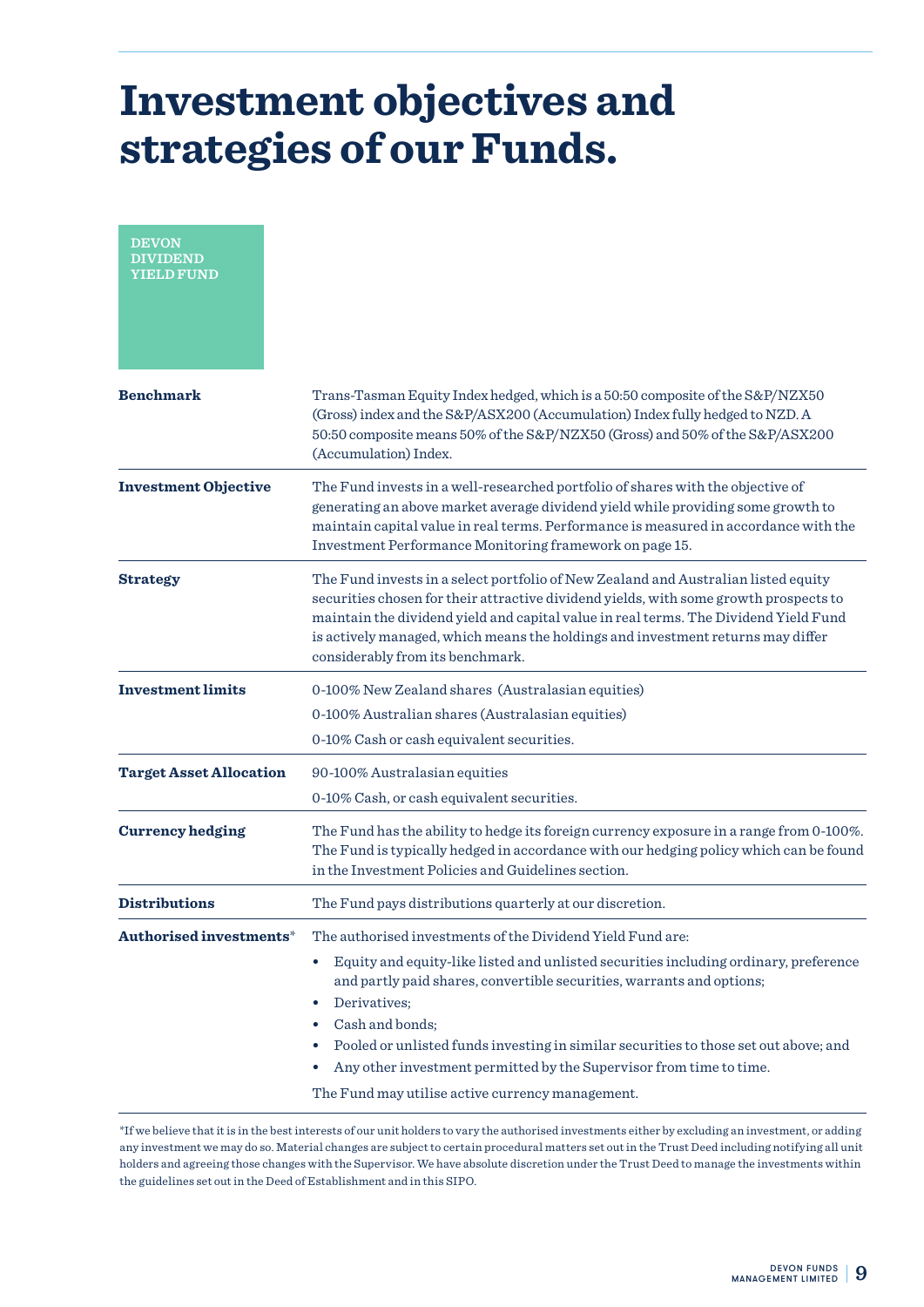# Investment objectives and strategies of our Funds.

## DEVON DIVIDEND YIELD FUND

| | |
|---|---|
| **Benchmark** | Trans-Tasman Equity Index hedged, which is a 50:50 composite of the S&P/NZX50 (Gross) index and the S&P/ASX200 (Accumulation) Index fully hedged to NZD. A 50:50 composite means 50% of the S&P/NZX50 (Gross) and 50% of the S&P/ASX200 (Accumulation) Index. |
| **Investment Objective** | The Fund invests in a well-researched portfolio of shares with the objective of generating an above market average dividend yield while providing some growth to maintain capital value in real terms. Performance is measured in accordance with the Investment Performance Monitoring framework on page 15. |
| **Strategy** | The Fund invests in a select portfolio of New Zealand and Australian listed equity securities chosen for their attractive dividend yields, with some growth prospects to maintain the dividend yield and capital value in real terms. The Dividend Yield Fund is actively managed, which means the holdings and investment returns may differ considerably from its benchmark. |
| **Investment limits** | 0-100% New Zealand shares (Australasian equities)<br>0-100% Australian shares (Australasian equities)<br>0-10% Cash or cash equivalent securities. |
| **Target Asset Allocation** | 90-100% Australasian equities<br>0-10% Cash, or cash equivalent securities. |
| **Currency hedging** | The Fund has the ability to hedge its foreign currency exposure in a range from 0-100%. The Fund is typically hedged in accordance with our hedging policy which can be found in the Investment Policies and Guidelines section. |
| **Distributions** | The Fund pays distributions quarterly at our discretion. |
| **Authorised investments*** | The authorised investments of the Dividend Yield Fund are:<br>• Equity and equity-like listed and unlisted securities including ordinary, preference and partly paid shares, convertible securities, warrants and options;<br>• Derivatives;<br>• Cash and bonds;<br>• Pooled or unlisted funds investing in similar securities to those set out above; and<br>• Any other investment permitted by the Supervisor from time to time.<br>The Fund may utilise active currency management. |

*If we believe that it is in the best interests of our unit holders to vary the authorised investments either by excluding an investment, or adding any investment we may do so. Material changes are subject to certain procedural matters set out in the Trust Deed including notifying all unit holders and agreeing those changes with the Supervisor. We have absolute discretion under the Trust Deed to manage the investments within the guidelines set out in the Deed of Establishment and in this SIPO.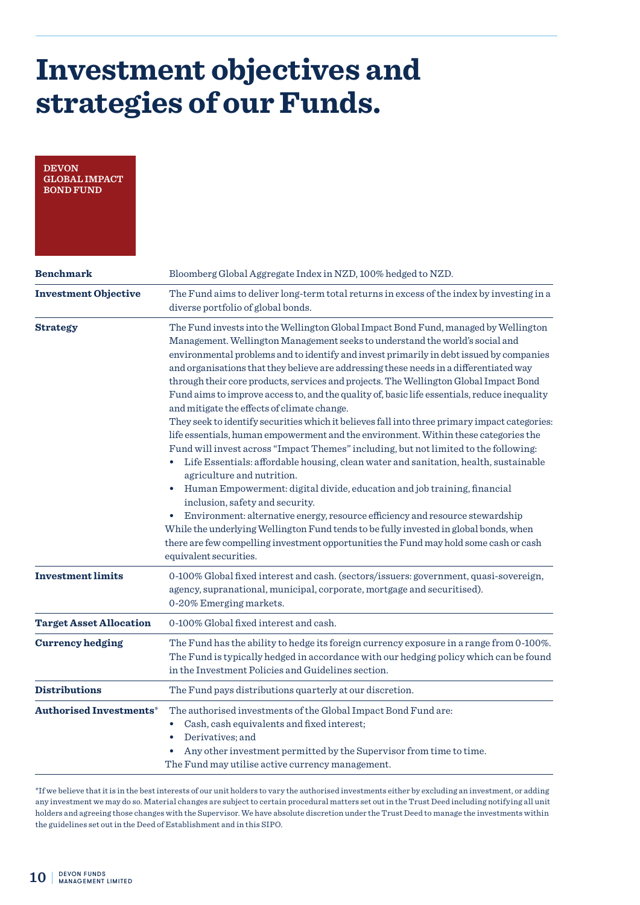# Investment objectives and strategies of our Funds.

**DEVON GLOBAL IMPACT BOND FUND**

| | |
|---|---|
| **Benchmark** | Bloomberg Global Aggregate Index in NZD, 100% hedged to NZD. |
| **Investment Objective** | The Fund aims to deliver long-term total returns in excess of the index by investing in a diverse portfolio of global bonds. |
| **Strategy** | The Fund invests into the Wellington Global Impact Bond Fund, managed by Wellington Management. Wellington Management seeks to understand the world's social and environmental problems and to identify and invest primarily in debt issued by companies and organisations that they believe are addressing these needs in a differentiated way through their core products, services and projects. The Wellington Global Impact Bond Fund aims to improve access to, and the quality of, basic life essentials, reduce inequality and mitigate the effects of climate change.<br>They seek to identify securities which it believes fall into three primary impact categories: life essentials, human empowerment and the environment. Within these categories the Fund will invest across "Impact Themes" including, but not limited to the following:<br>• Life Essentials: affordable housing, clean water and sanitation, health, sustainable agriculture and nutrition.<br>• Human Empowerment: digital divide, education and job training, financial inclusion, safety and security.<br>• Environment: alternative energy, resource efficiency and resource stewardship<br>While the underlying Wellington Fund tends to be fully invested in global bonds, when there are few compelling investment opportunities the Fund may hold some cash or cash equivalent securities. |
| **Investment limits** | 0-100% Global fixed interest and cash. (sectors/issuers: government, quasi-sovereign, agency, supranational, municipal, corporate, mortgage and securitised).<br>0-20% Emerging markets. |
| **Target Asset Allocation** | 0-100% Global fixed interest and cash. |
| **Currency hedging** | The Fund has the ability to hedge its foreign currency exposure in a range from 0-100%. The Fund is typically hedged in accordance with our hedging policy which can be found in the Investment Policies and Guidelines section. |
| **Distributions** | The Fund pays distributions quarterly at our discretion. |
| **Authorised Investments*** | The authorised investments of the Global Impact Bond Fund are:<br>• Cash, cash equivalents and fixed interest;<br>• Derivatives; and<br>• Any other investment permitted by the Supervisor from time to time.<br>The Fund may utilise active currency management. |

*If we believe that it is in the best interests of our unit holders to vary the authorised investments either by excluding an investment, or adding any investment we may do so. Material changes are subject to certain procedural matters set out in the Trust Deed including notifying all unit holders and agreeing those changes with the Supervisor. We have absolute discretion under the Trust Deed to manage the investments within the guidelines set out in the Deed of Establishment and in this SIPO.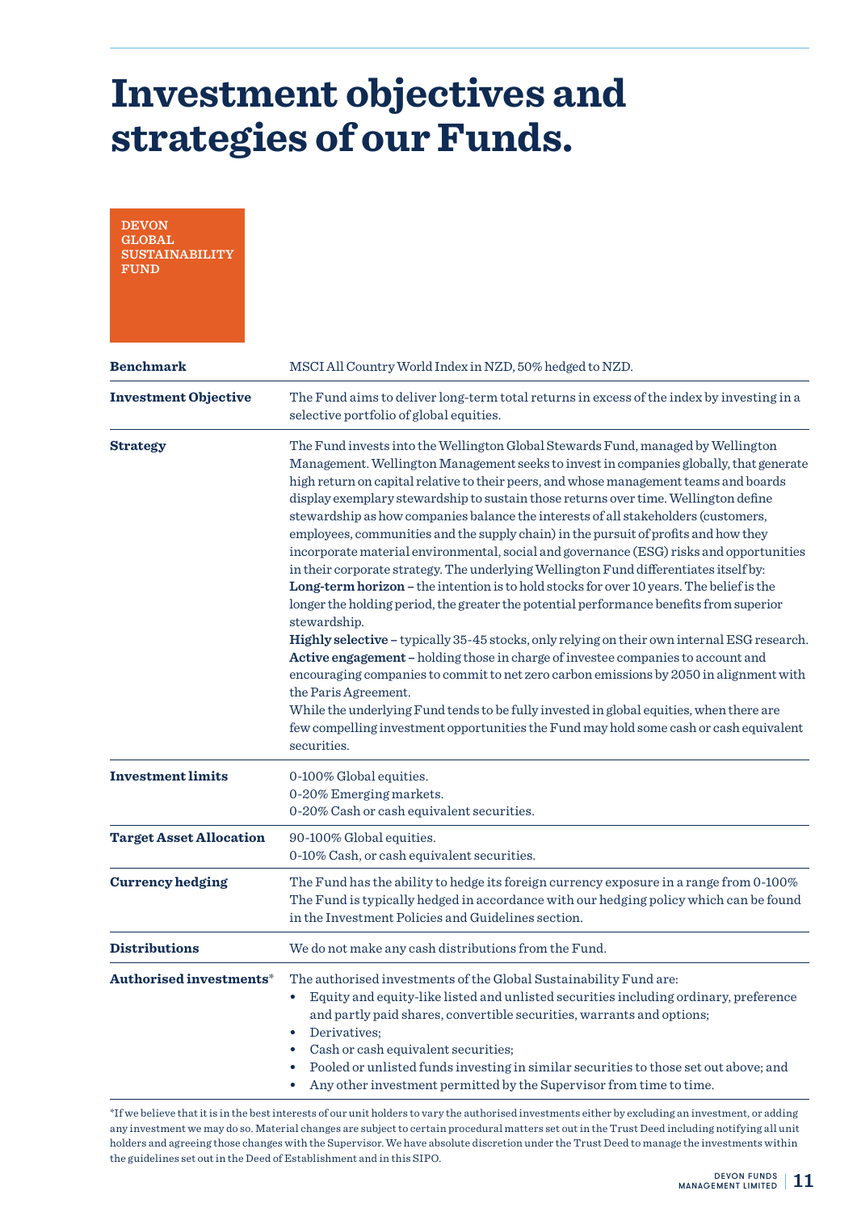# Investment objectives and strategies of our Funds.

## DEVON GLOBAL SUSTAINABILITY FUND

| | |
|---|---|
| **Benchmark** | MSCI All Country World Index in NZD, 50% hedged to NZD. |
| **Investment Objective** | The Fund aims to deliver long-term total returns in excess of the index by investing in a selective portfolio of global equities. |
| **Strategy** | The Fund invests into the Wellington Global Stewards Fund, managed by Wellington Management. Wellington Management seeks to invest in companies globally, that generate high return on capital relative to their peers, and whose management teams and boards display exemplary stewardship to sustain those returns over time. Wellington define stewardship as how companies balance the interests of all stakeholders (customers, employees, communities and the supply chain) in the pursuit of profits and how they incorporate material environmental, social and governance (ESG) risks and opportunities in their corporate strategy. The underlying Wellington Fund differentiates itself by:<br>**Long-term horizon –** the intention is to hold stocks for over 10 years. The belief is the longer the holding period, the greater the potential performance benefits from superior stewardship.<br>**Highly selective –** typically 35-45 stocks, only relying on their own internal ESG research.<br>**Active engagement –** holding those in charge of investee companies to account and encouraging companies to commit to net zero carbon emissions by 2050 in alignment with the Paris Agreement.<br>While the underlying Fund tends to be fully invested in global equities, when there are few compelling investment opportunities the Fund may hold some cash or cash equivalent securities. |
| **Investment limits** | 0-100% Global equities.<br>0-20% Emerging markets.<br>0-20% Cash or cash equivalent securities. |
| **Target Asset Allocation** | 90-100% Global equities.<br>0-10% Cash, or cash equivalent securities. |
| **Currency hedging** | The Fund has the ability to hedge its foreign currency exposure in a range from 0-100% The Fund is typically hedged in accordance with our hedging policy which can be found in the Investment Policies and Guidelines section. |
| **Distributions** | We do not make any cash distributions from the Fund. |
| **Authorised investments*** | The authorised investments of the Global Sustainability Fund are:<br>• Equity and equity-like listed and unlisted securities including ordinary, preference and partly paid shares, convertible securities, warrants and options;<br>• Derivatives;<br>• Cash or cash equivalent securities;<br>• Pooled or unlisted funds investing in similar securities to those set out above; and<br>• Any other investment permitted by the Supervisor from time to time. |

*If we believe that it is in the best interests of our unit holders to vary the authorised investments either by excluding an investment, or adding any investment we may do so. Material changes are subject to certain procedural matters set out in the Trust Deed including notifying all unit holders and agreeing those changes with the Supervisor. We have absolute discretion under the Trust Deed to manage the investments within the guidelines set out in the Deed of Establishment and in this SIPO.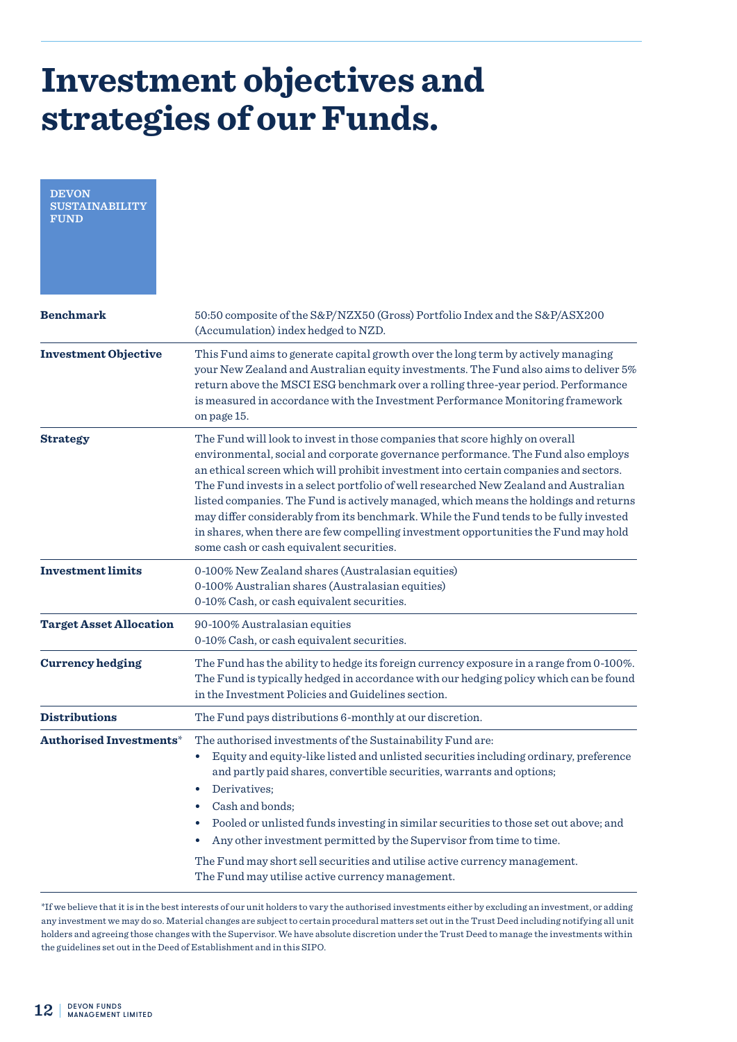# Investment objectives and strategies of our Funds.

DEVON SUSTAINABILITY FUND

| | |
|---|---|
| **Benchmark** | 50:50 composite of the S&P/NZX50 (Gross) Portfolio Index and the S&P/ASX200 (Accumulation) index hedged to NZD. |
| **Investment Objective** | This Fund aims to generate capital growth over the long term by actively managing your New Zealand and Australian equity investments. The Fund also aims to deliver 5% return above the MSCI ESG benchmark over a rolling three-year period. Performance is measured in accordance with the Investment Performance Monitoring framework on page 15. |
| **Strategy** | The Fund will look to invest in those companies that score highly on overall environmental, social and corporate governance performance. The Fund also employs an ethical screen which will prohibit investment into certain companies and sectors. The Fund invests in a select portfolio of well researched New Zealand and Australian listed companies. The Fund is actively managed, which means the holdings and returns may differ considerably from its benchmark. While the Fund tends to be fully invested in shares, when there are few compelling investment opportunities the Fund may hold some cash or cash equivalent securities. |
| **Investment limits** | 0-100% New Zealand shares (Australasian equities)<br>0-100% Australian shares (Australasian equities)<br>0-10% Cash, or cash equivalent securities. |
| **Target Asset Allocation** | 90-100% Australasian equities<br>0-10% Cash, or cash equivalent securities. |
| **Currency hedging** | The Fund has the ability to hedge its foreign currency exposure in a range from 0-100%. The Fund is typically hedged in accordance with our hedging policy which can be found in the Investment Policies and Guidelines section. |
| **Distributions** | The Fund pays distributions 6-monthly at our discretion. |
| **Authorised Investments*** | The authorised investments of the Sustainability Fund are:<br>• Equity and equity-like listed and unlisted securities including ordinary, preference and partly paid shares, convertible securities, warrants and options;<br>• Derivatives;<br>• Cash and bonds;<br>• Pooled or unlisted funds investing in similar securities to those set out above; and<br>• Any other investment permitted by the Supervisor from time to time.<br><br>The Fund may short sell securities and utilise active currency management.<br>The Fund may utilise active currency management. |

*If we believe that it is in the best interests of our unit holders to vary the authorised investments either by excluding an investment, or adding any investment we may do so. Material changes are subject to certain procedural matters set out in the Trust Deed including notifying all unit holders and agreeing those changes with the Supervisor. We have absolute discretion under the Trust Deed to manage the investments within the guidelines set out in the Deed of Establishment and in this SIPO.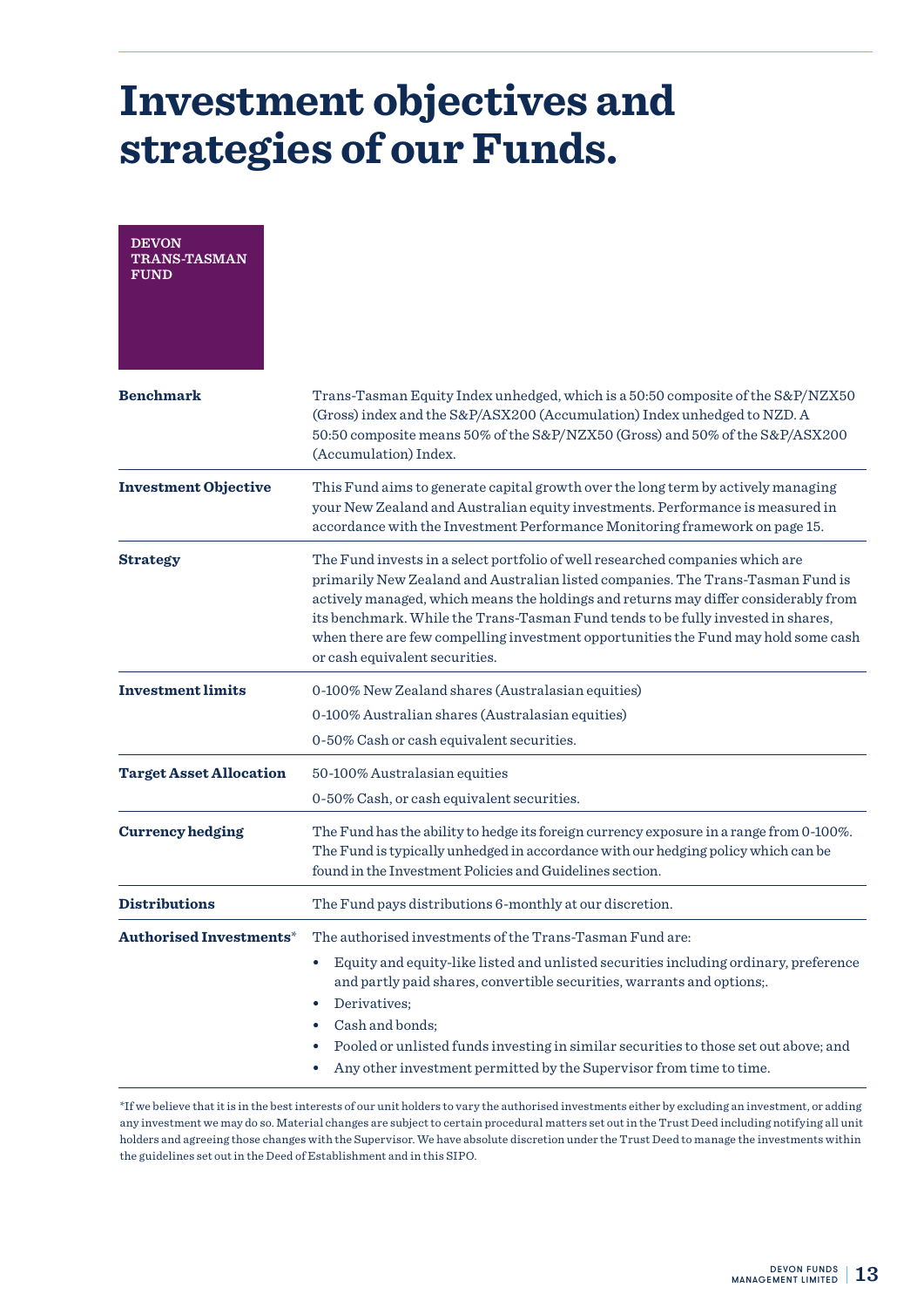# Investment objectives and strategies of our Funds.

## DEVON TRANS-TASMAN FUND

| | |
|---|---|
| **Benchmark** | Trans-Tasman Equity Index unhedged, which is a 50:50 composite of the S&P/NZX50 (Gross) index and the S&P/ASX200 (Accumulation) Index unhedged to NZD. A 50:50 composite means 50% of the S&P/NZX50 (Gross) and 50% of the S&P/ASX200 (Accumulation) Index. |
| **Investment Objective** | This Fund aims to generate capital growth over the long term by actively managing your New Zealand and Australian equity investments. Performance is measured in accordance with the Investment Performance Monitoring framework on page 15. |
| **Strategy** | The Fund invests in a select portfolio of well researched companies which are primarily New Zealand and Australian listed companies. The Trans-Tasman Fund is actively managed, which means the holdings and returns may differ considerably from its benchmark. While the Trans-Tasman Fund tends to be fully invested in shares, when there are few compelling investment opportunities the Fund may hold some cash or cash equivalent securities. |
| **Investment limits** | 0-100% New Zealand shares (Australasian equities)<br>0-100% Australian shares (Australasian equities)<br>0-50% Cash or cash equivalent securities. |
| **Target Asset Allocation** | 50-100% Australasian equities<br>0-50% Cash, or cash equivalent securities. |
| **Currency hedging** | The Fund has the ability to hedge its foreign currency exposure in a range from 0-100%. The Fund is typically unhedged in accordance with our hedging policy which can be found in the Investment Policies and Guidelines section. |
| **Distributions** | The Fund pays distributions 6-monthly at our discretion. |
| **Authorised Investments*** | The authorised investments of the Trans-Tasman Fund are:<br>• Equity and equity-like listed and unlisted securities including ordinary, preference and partly paid shares, convertible securities, warrants and options;.<br>• Derivatives;<br>• Cash and bonds;<br>• Pooled or unlisted funds investing in similar securities to those set out above; and<br>• Any other investment permitted by the Supervisor from time to time. |

*If we believe that it is in the best interests of our unit holders to vary the authorised investments either by excluding an investment, or adding any investment we may do so. Material changes are subject to certain procedural matters set out in the Trust Deed including notifying all unit holders and agreeing those changes with the Supervisor. We have absolute discretion under the Trust Deed to manage the investments within the guidelines set out in the Deed of Establishment and in this SIPO.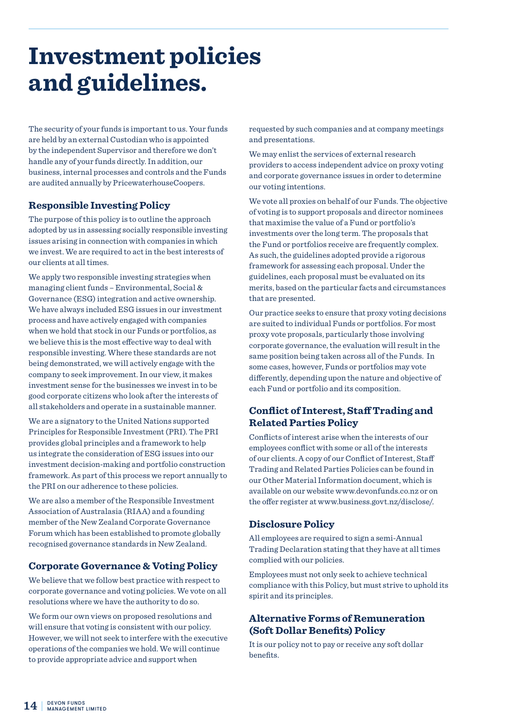# Investment policies and guidelines.

The security of your funds is important to us. Your funds are held by an external Custodian who is appointed by the independent Supervisor and therefore we don't handle any of your funds directly. In addition, our business, internal processes and controls and the Funds are audited annually by PricewaterhouseCoopers.

## Responsible Investing Policy

The purpose of this policy is to outline the approach adopted by us in assessing socially responsible investing issues arising in connection with companies in which we invest. We are required to act in the best interests of our clients at all times.

We apply two responsible investing strategies when managing client funds – Environmental, Social & Governance (ESG) integration and active ownership. We have always included ESG issues in our investment process and have actively engaged with companies when we hold that stock in our Funds or portfolios, as we believe this is the most effective way to deal with responsible investing. Where these standards are not being demonstrated, we will actively engage with the company to seek improvement. In our view, it makes investment sense for the businesses we invest in to be good corporate citizens who look after the interests of all stakeholders and operate in a sustainable manner.

We are a signatory to the United Nations supported Principles for Responsible Investment (PRI). The PRI provides global principles and a framework to help us integrate the consideration of ESG issues into our investment decision-making and portfolio construction framework. As part of this process we report annually to the PRI on our adherence to these policies.

We are also a member of the Responsible Investment Association of Australasia (RIAA) and a founding member of the New Zealand Corporate Governance Forum which has been established to promote globally recognised governance standards in New Zealand.

## Corporate Governance & Voting Policy

We believe that we follow best practice with respect to corporate governance and voting policies. We vote on all resolutions where we have the authority to do so.

We form our own views on proposed resolutions and will ensure that voting is consistent with our policy. However, we will not seek to interfere with the executive operations of the companies we hold. We will continue to provide appropriate advice and support when requested by such companies and at company meetings and presentations.

We may enlist the services of external research providers to access independent advice on proxy voting and corporate governance issues in order to determine our voting intentions.

We vote all proxies on behalf of our Funds. The objective of voting is to support proposals and director nominees that maximise the value of a Fund or portfolio's investments over the long term. The proposals that the Fund or portfolios receive are frequently complex. As such, the guidelines adopted provide a rigorous framework for assessing each proposal. Under the guidelines, each proposal must be evaluated on its merits, based on the particular facts and circumstances that are presented.

Our practice seeks to ensure that proxy voting decisions are suited to individual Funds or portfolios. For most proxy vote proposals, particularly those involving corporate governance, the evaluation will result in the same position being taken across all of the Funds. In some cases, however, Funds or portfolios may vote differently, depending upon the nature and objective of each Fund or portfolio and its composition.

## Conflict of Interest, Staff Trading and Related Parties Policy

Conflicts of interest arise when the interests of our employees conflict with some or all of the interests of our clients. A copy of our Conflict of Interest, Staff Trading and Related Parties Policies can be found in our Other Material Information document, which is available on our website www.devonfunds.co.nz or on the offer register at www.business.govt.nz/disclose/.

## Disclosure Policy

All employees are required to sign a semi-Annual Trading Declaration stating that they have at all times complied with our policies.

Employees must not only seek to achieve technical compliance with this Policy, but must strive to uphold its spirit and its principles.

## Alternative Forms of Remuneration (Soft Dollar Benefits) Policy

It is our policy not to pay or receive any soft dollar benefits.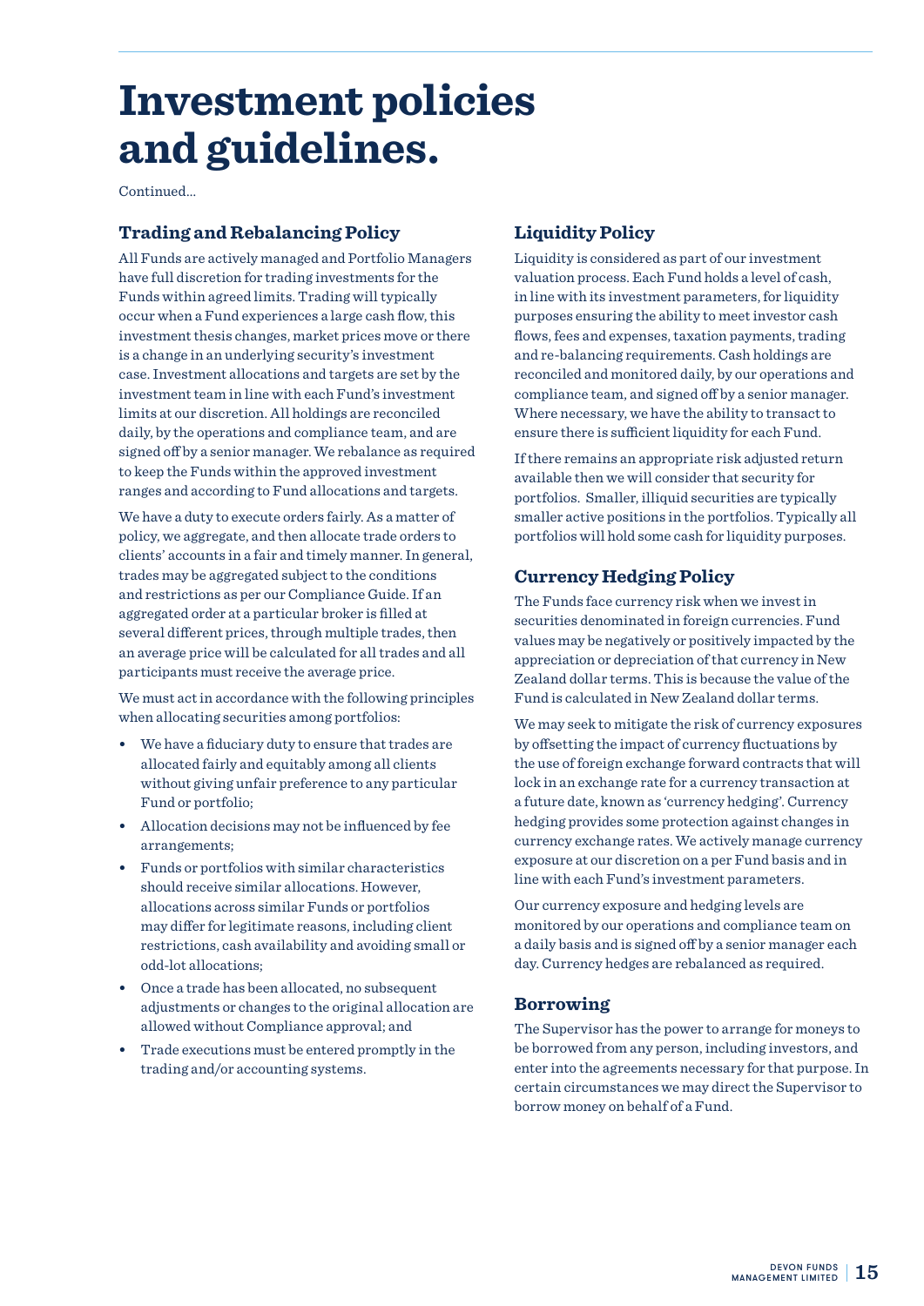# Investment policies and guidelines.

Continued...

## Trading and Rebalancing Policy

All Funds are actively managed and Portfolio Managers have full discretion for trading investments for the Funds within agreed limits. Trading will typically occur when a Fund experiences a large cash flow, this investment thesis changes, market prices move or there is a change in an underlying security's investment case. Investment allocations and targets are set by the investment team in line with each Fund's investment limits at our discretion. All holdings are reconciled daily, by the operations and compliance team, and are signed off by a senior manager. We rebalance as required to keep the Funds within the approved investment ranges and according to Fund allocations and targets.

We have a duty to execute orders fairly. As a matter of policy, we aggregate, and then allocate trade orders to clients' accounts in a fair and timely manner. In general, trades may be aggregated subject to the conditions and restrictions as per our Compliance Guide. If an aggregated order at a particular broker is filled at several different prices, through multiple trades, then an average price will be calculated for all trades and all participants must receive the average price.

We must act in accordance with the following principles when allocating securities among portfolios:

- We have a fiduciary duty to ensure that trades are allocated fairly and equitably among all clients without giving unfair preference to any particular Fund or portfolio;
- Allocation decisions may not be influenced by fee arrangements;
- Funds or portfolios with similar characteristics should receive similar allocations. However, allocations across similar Funds or portfolios may differ for legitimate reasons, including client restrictions, cash availability and avoiding small or odd-lot allocations;
- Once a trade has been allocated, no subsequent adjustments or changes to the original allocation are allowed without Compliance approval; and
- Trade executions must be entered promptly in the trading and/or accounting systems.

## Liquidity Policy

Liquidity is considered as part of our investment valuation process. Each Fund holds a level of cash, in line with its investment parameters, for liquidity purposes ensuring the ability to meet investor cash flows, fees and expenses, taxation payments, trading and re-balancing requirements. Cash holdings are reconciled and monitored daily, by our operations and compliance team, and signed off by a senior manager. Where necessary, we have the ability to transact to ensure there is sufficient liquidity for each Fund.

If there remains an appropriate risk adjusted return available then we will consider that security for portfolios. Smaller, illiquid securities are typically smaller active positions in the portfolios. Typically all portfolios will hold some cash for liquidity purposes.

## Currency Hedging Policy

The Funds face currency risk when we invest in securities denominated in foreign currencies. Fund values may be negatively or positively impacted by the appreciation or depreciation of that currency in New Zealand dollar terms. This is because the value of the Fund is calculated in New Zealand dollar terms.

We may seek to mitigate the risk of currency exposures by offsetting the impact of currency fluctuations by the use of foreign exchange forward contracts that will lock in an exchange rate for a currency transaction at a future date, known as 'currency hedging'. Currency hedging provides some protection against changes in currency exchange rates. We actively manage currency exposure at our discretion on a per Fund basis and in line with each Fund's investment parameters.

Our currency exposure and hedging levels are monitored by our operations and compliance team on a daily basis and is signed off by a senior manager each day. Currency hedges are rebalanced as required.

## Borrowing

The Supervisor has the power to arrange for moneys to be borrowed from any person, including investors, and enter into the agreements necessary for that purpose. In certain circumstances we may direct the Supervisor to borrow money on behalf of a Fund.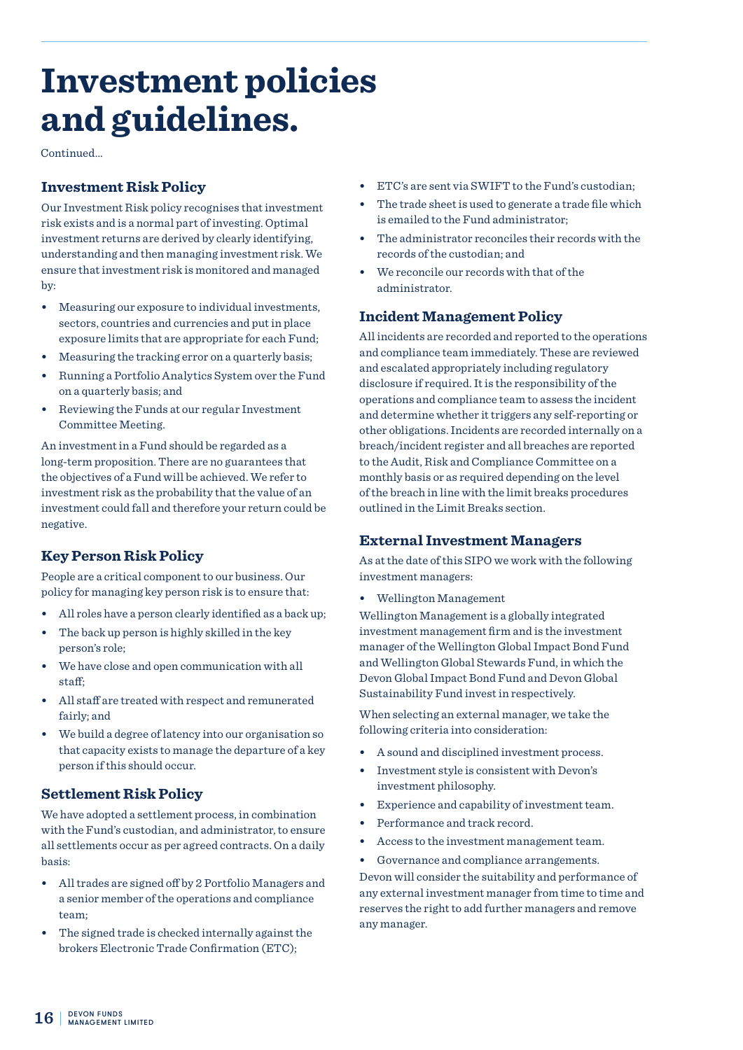# Investment policies and guidelines.

Continued...

## Investment Risk Policy

Our Investment Risk policy recognises that investment risk exists and is a normal part of investing. Optimal investment returns are derived by clearly identifying, understanding and then managing investment risk. We ensure that investment risk is monitored and managed by:

- Measuring our exposure to individual investments, sectors, countries and currencies and put in place exposure limits that are appropriate for each Fund;
- Measuring the tracking error on a quarterly basis;
- Running a Portfolio Analytics System over the Fund on a quarterly basis; and
- Reviewing the Funds at our regular Investment Committee Meeting.

An investment in a Fund should be regarded as a long-term proposition. There are no guarantees that the objectives of a Fund will be achieved. We refer to investment risk as the probability that the value of an investment could fall and therefore your return could be negative.

## Key Person Risk Policy

People are a critical component to our business. Our policy for managing key person risk is to ensure that:

- All roles have a person clearly identified as a back up;
- The back up person is highly skilled in the key person's role;
- We have close and open communication with all staff;
- All staff are treated with respect and remunerated fairly; and
- We build a degree of latency into our organisation so that capacity exists to manage the departure of a key person if this should occur.

## Settlement Risk Policy

We have adopted a settlement process, in combination with the Fund's custodian, and administrator, to ensure all settlements occur as per agreed contracts. On a daily basis:

- All trades are signed off by 2 Portfolio Managers and a senior member of the operations and compliance team;
- The signed trade is checked internally against the brokers Electronic Trade Confirmation (ETC);
- ETC's are sent via SWIFT to the Fund's custodian;
- The trade sheet is used to generate a trade file which is emailed to the Fund administrator;
- The administrator reconciles their records with the records of the custodian; and
- We reconcile our records with that of the administrator.

## Incident Management Policy

All incidents are recorded and reported to the operations and compliance team immediately. These are reviewed and escalated appropriately including regulatory disclosure if required. It is the responsibility of the operations and compliance team to assess the incident and determine whether it triggers any self-reporting or other obligations. Incidents are recorded internally on a breach/incident register and all breaches are reported to the Audit, Risk and Compliance Committee on a monthly basis or as required depending on the level of the breach in line with the limit breaks procedures outlined in the Limit Breaks section.

## External Investment Managers

As at the date of this SIPO we work with the following investment managers:

- Wellington Management

Wellington Management is a globally integrated investment management firm and is the investment manager of the Wellington Global Impact Bond Fund and Wellington Global Stewards Fund, in which the Devon Global Impact Bond Fund and Devon Global Sustainability Fund invest in respectively.

When selecting an external manager, we take the following criteria into consideration:

- A sound and disciplined investment process.
- Investment style is consistent with Devon's investment philosophy.
- Experience and capability of investment team.
- Performance and track record.
- Access to the investment management team.
- Governance and compliance arrangements.

Devon will consider the suitability and performance of any external investment manager from time to time and reserves the right to add further managers and remove any manager.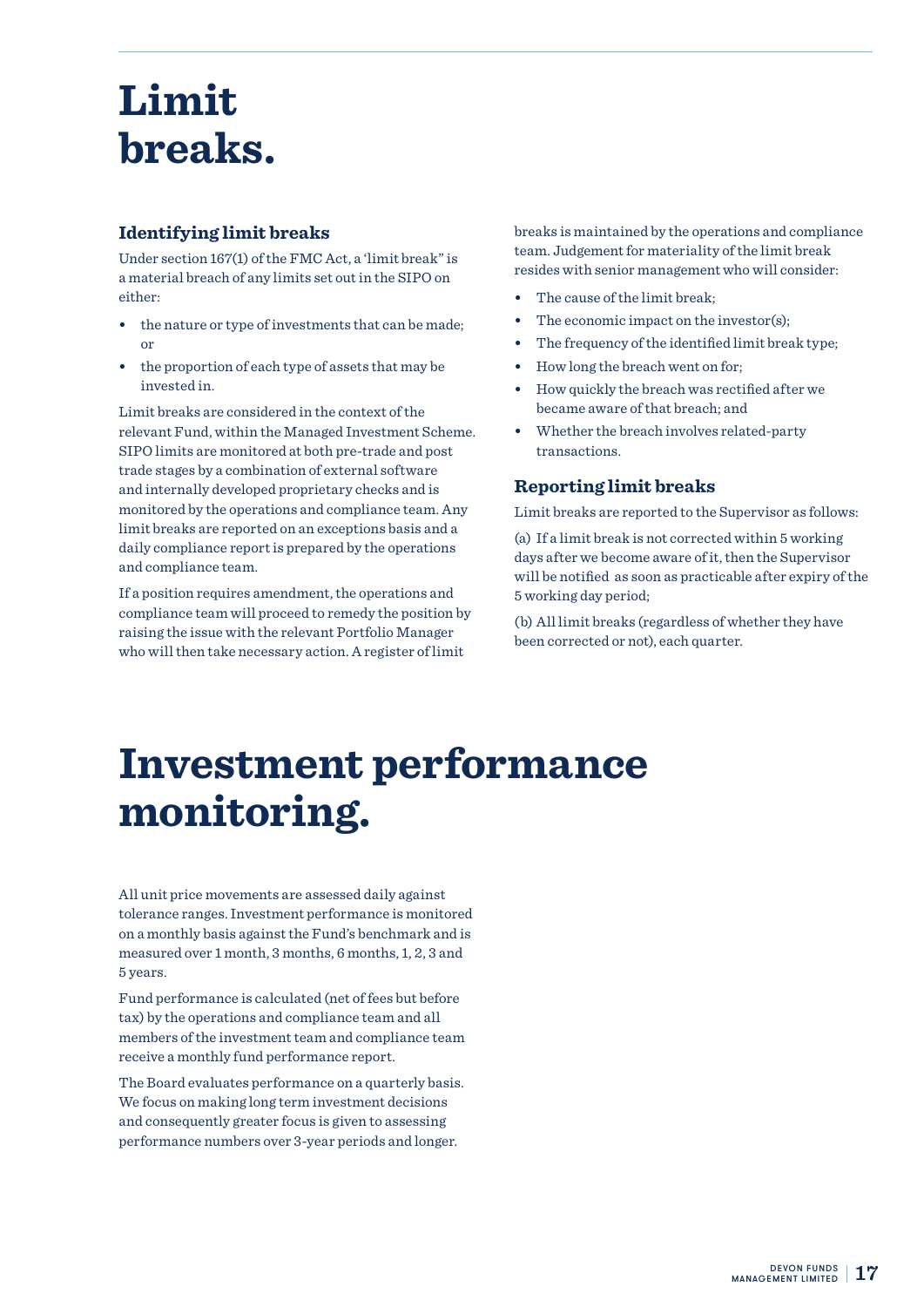# Limit breaks.

## Identifying limit breaks

Under section 167(1) of the FMC Act, a 'limit break" is a material breach of any limits set out in the SIPO on either:

- the nature or type of investments that can be made; or
- the proportion of each type of assets that may be invested in.

Limit breaks are considered in the context of the relevant Fund, within the Managed Investment Scheme. SIPO limits are monitored at both pre-trade and post trade stages by a combination of external software and internally developed proprietary checks and is monitored by the operations and compliance team. Any limit breaks are reported on an exceptions basis and a daily compliance report is prepared by the operations and compliance team.

If a position requires amendment, the operations and compliance team will proceed to remedy the position by raising the issue with the relevant Portfolio Manager who will then take necessary action. A register of limit breaks is maintained by the operations and compliance team. Judgement for materiality of the limit break resides with senior management who will consider:

- The cause of the limit break;
- The economic impact on the investor(s);
- The frequency of the identified limit break type;
- How long the breach went on for;
- How quickly the breach was rectified after we became aware of that breach; and
- Whether the breach involves related-party transactions.

## Reporting limit breaks

Limit breaks are reported to the Supervisor as follows:

(a) If a limit break is not corrected within 5 working days after we become aware of it, then the Supervisor will be notified as soon as practicable after expiry of the 5 working day period;

(b) All limit breaks (regardless of whether they have been corrected or not), each quarter.

# Investment performance monitoring.

All unit price movements are assessed daily against tolerance ranges. Investment performance is monitored on a monthly basis against the Fund's benchmark and is measured over 1 month, 3 months, 6 months, 1, 2, 3 and 5 years.

Fund performance is calculated (net of fees but before tax) by the operations and compliance team and all members of the investment team and compliance team receive a monthly fund performance report.

The Board evaluates performance on a quarterly basis. We focus on making long term investment decisions and consequently greater focus is given to assessing performance numbers over 3-year periods and longer.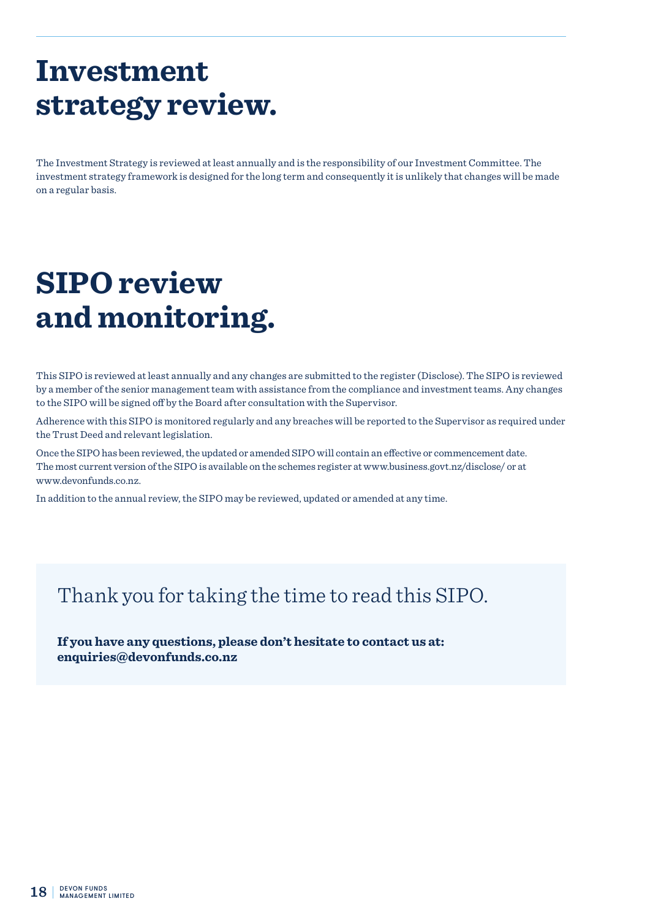# Investment strategy review.

The Investment Strategy is reviewed at least annually and is the responsibility of our Investment Committee. The investment strategy framework is designed for the long term and consequently it is unlikely that changes will be made on a regular basis.

# SIPO review and monitoring.

This SIPO is reviewed at least annually and any changes are submitted to the register (Disclose). The SIPO is reviewed by a member of the senior management team with assistance from the compliance and investment teams. Any changes to the SIPO will be signed off by the Board after consultation with the Supervisor.

Adherence with this SIPO is monitored regularly and any breaches will be reported to the Supervisor as required under the Trust Deed and relevant legislation.

Once the SIPO has been reviewed, the updated or amended SIPO will contain an effective or commencement date. The most current version of the SIPO is available on the schemes register at www.business.govt.nz/disclose/ or at www.devonfunds.co.nz.

In addition to the annual review, the SIPO may be reviewed, updated or amended at any time.

Thank you for taking the time to read this SIPO.

**If you have any questions, please don't hesitate to contact us at: enquiries@devonfunds.co.nz**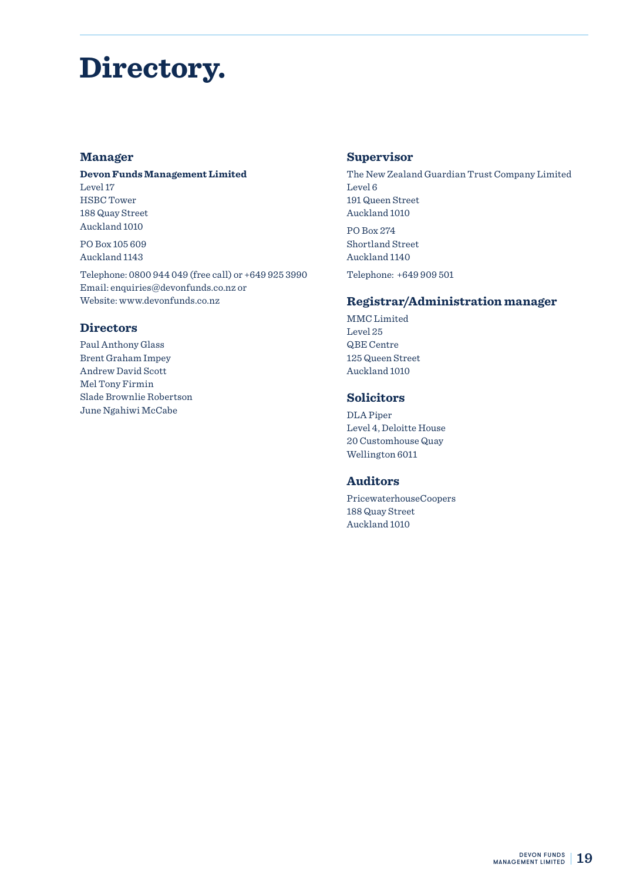# Directory.

## Manager

**Devon Funds Management Limited**
Level 17
HSBC Tower
188 Quay Street
Auckland 1010

PO Box 105 609
Auckland 1143

Telephone: 0800 944 049 (free call) or +649 925 3990
Email: enquiries@devonfunds.co.nz or
Website: www.devonfunds.co.nz

## Directors

Paul Anthony Glass
Brent Graham Impey
Andrew David Scott
Mel Tony Firmin
Slade Brownlie Robertson
June Ngahiwi McCabe

## Supervisor

The New Zealand Guardian Trust Company Limited
Level 6
191 Queen Street
Auckland 1010

PO Box 274
Shortland Street
Auckland 1140

Telephone: +649 909 501

## Registrar/Administration manager

MMC Limited
Level 25
QBE Centre
125 Queen Street
Auckland 1010

## Solicitors

DLA Piper
Level 4, Deloitte House
20 Customhouse Quay
Wellington 6011

## Auditors

PricewaterhouseCoopers
188 Quay Street
Auckland 1010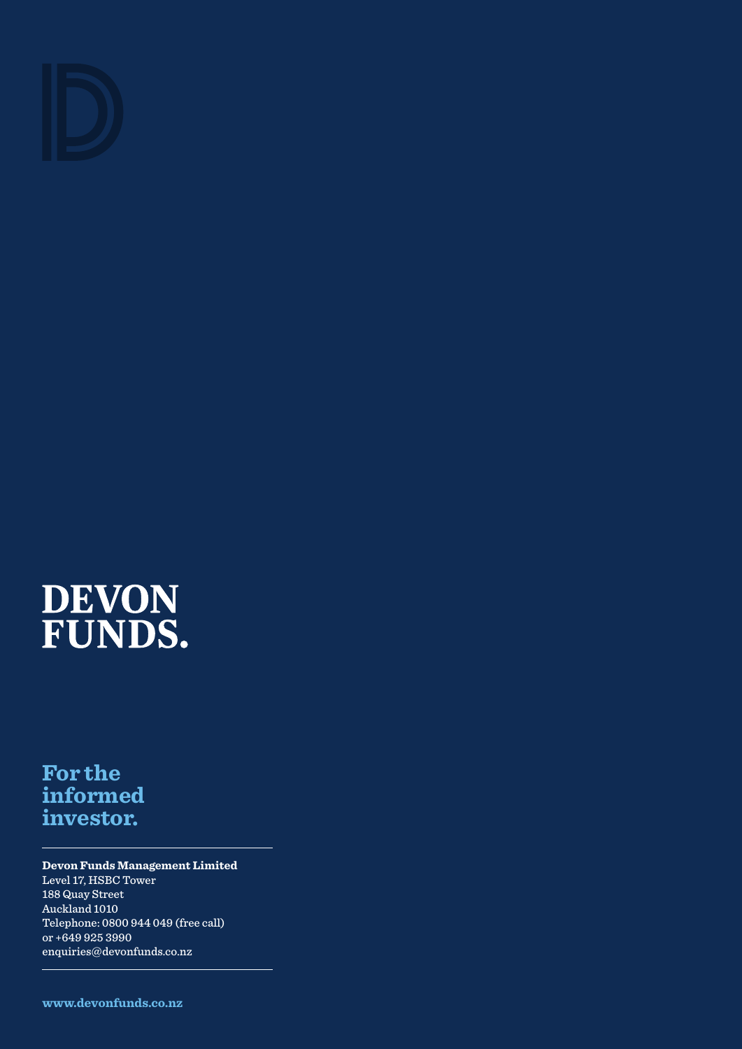# DEVON FUNDS.

**For the informed investor.**

---

**Devon Funds Management Limited**
Level 17, HSBC Tower
188 Quay Street
Auckland 1010
Telephone: 0800 944 049 (free call)
or +649 925 3990
enquiries@devonfunds.co.nz

---

**www.devonfunds.co.nz**